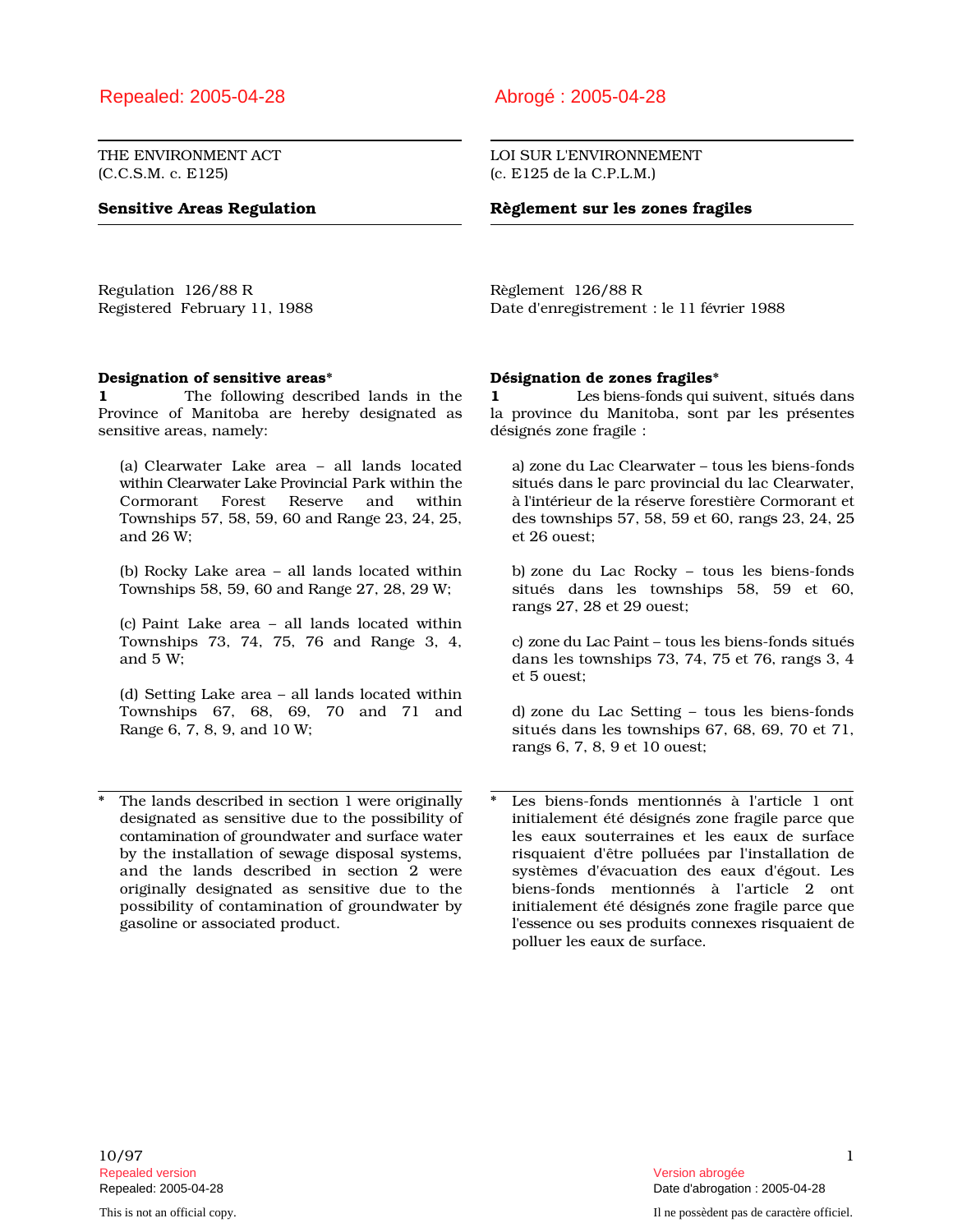Repealed: 2005-04-28

THE ENVIRONMENT ACT
(C.C.S.M. c. E125)

**Sensitive Areas Regulation**

Regulation 126/88 R
Registered February 11, 1988

**Designation of sensitive areas***

**1** The following described lands in the Province of Manitoba are hereby designated as sensitive areas, namely:

(a) Clearwater Lake area – all lands located within Clearwater Lake Provincial Park within the Cormorant Forest Reserve and within Townships 57, 58, 59, 60 and Range 23, 24, 25, and 26 W;

(b) Rocky Lake area – all lands located within Townships 58, 59, 60 and Range 27, 28, 29 W;

(c) Paint Lake area – all lands located within Townships 73, 74, 75, 76 and Range 3, 4, and 5 W;

(d) Setting Lake area – all lands located within Townships 67, 68, 69, 70 and 71 and Range 6, 7, 8, 9, and 10 W;

\* The lands described in section 1 were originally designated as sensitive due to the possibility of contamination of groundwater and surface water by the installation of sewage disposal systems, and the lands described in section 2 were originally designated as sensitive due to the possibility of contamination of groundwater by gasoline or associated product.

---

Abrogé : 2005-04-28

LOI SUR L'ENVIRONNEMENT
(c. E125 de la C.P.L.M.)

**Règlement sur les zones fragiles**

Règlement 126/88 R
Date d'enregistrement : le 11 février 1988

**Désignation de zones fragiles***

**1** Les biens-fonds qui suivent, situés dans la province du Manitoba, sont par les présentes désignés zone fragile :

a) zone du Lac Clearwater – tous les biens-fonds situés dans le parc provincial du lac Clearwater, à l'intérieur de la réserve forestière Cormorant et des townships 57, 58, 59 et 60, rangs 23, 24, 25 et 26 ouest;

b) zone du Lac Rocky – tous les biens-fonds situés dans les townships 58, 59 et 60, rangs 27, 28 et 29 ouest;

c) zone du Lac Paint – tous les biens-fonds situés dans les townships 73, 74, 75 et 76, rangs 3, 4 et 5 ouest;

d) zone du Lac Setting – tous les biens-fonds situés dans les townships 67, 68, 69, 70 et 71, rangs 6, 7, 8, 9 et 10 ouest;

\* Les biens-fonds mentionnés à l'article 1 ont initialement été désignés zone fragile parce que les eaux souterraines et les eaux de surface risquaient d'être polluées par l'installation de systèmes d'évacuation des eaux d'égout. Les biens-fonds mentionnés à l'article 2 ont initialement été désignés zone fragile parce que l'essence ou ses produits connexes risquaient de polluer les eaux de surface.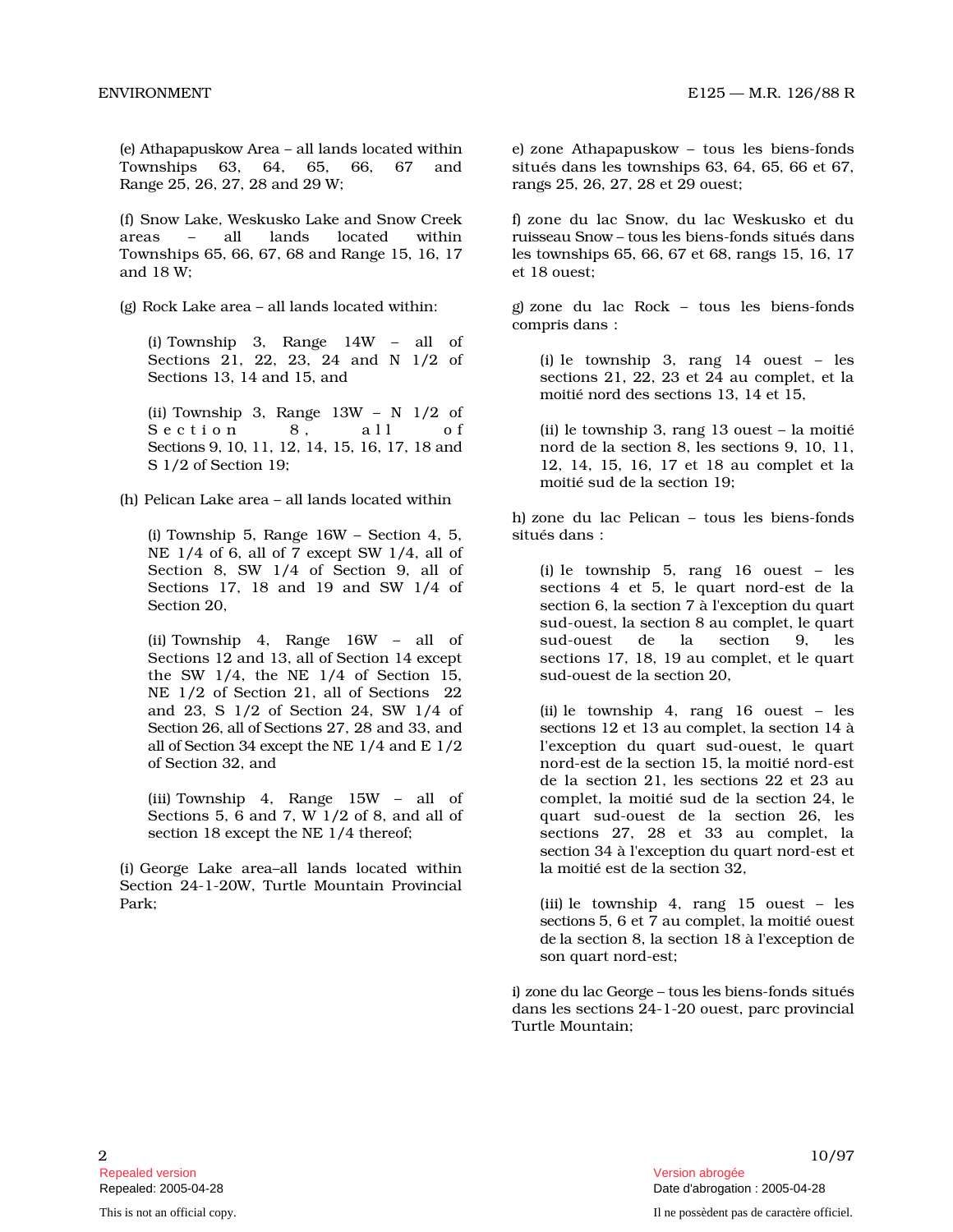(e) Athapapuskow Area – all lands located within Townships 63, 64, 65, 66, 67 and Range 25, 26, 27, 28 and 29 W;

(f) Snow Lake, Weskusko Lake and Snow Creek areas – all lands located within Townships 65, 66, 67, 68 and Range 15, 16, 17 and 18 W;

(g) Rock Lake area – all lands located within:

(i) Township 3, Range 14W – all of Sections 21, 22, 23, 24 and N 1/2 of Sections 13, 14 and 15, and

(ii) Township 3, Range 13W – N 1/2 of Section 8, all of Sections 9, 10, 11, 12, 14, 15, 16, 17, 18 and S 1/2 of Section 19;

(h) Pelican Lake area – all lands located within

(i) Township 5, Range 16W – Section 4, 5, NE 1/4 of 6, all of 7 except SW 1/4, all of Section 8, SW 1/4 of Section 9, all of Sections 17, 18 and 19 and SW 1/4 of Section 20,

(ii) Township 4, Range 16W – all of Sections 12 and 13, all of Section 14 except the SW 1/4, the NE 1/4 of Section 15, NE 1/2 of Section 21, all of Sections 22 and 23, S 1/2 of Section 24, SW 1/4 of Section 26, all of Sections 27, 28 and 33, and all of Section 34 except the NE 1/4 and E 1/2 of Section 32, and

(iii) Township 4, Range 15W – all of Sections 5, 6 and 7, W 1/2 of 8, and all of section 18 except the NE 1/4 thereof;

(i) George Lake area–all lands located within Section 24-1-20W, Turtle Mountain Provincial Park;

e) zone Athapapuskow – tous les biens-fonds situés dans les townships 63, 64, 65, 66 et 67, rangs 25, 26, 27, 28 et 29 ouest;

f) zone du lac Snow, du lac Weskusko et du ruisseau Snow – tous les biens-fonds situés dans les townships 65, 66, 67 et 68, rangs 15, 16, 17 et 18 ouest;

g) zone du lac Rock – tous les biens-fonds compris dans :

(i) le township 3, rang 14 ouest – les sections 21, 22, 23 et 24 au complet, et la moitié nord des sections 13, 14 et 15,

(ii) le township 3, rang 13 ouest – la moitié nord de la section 8, les sections 9, 10, 11, 12, 14, 15, 16, 17 et 18 au complet et la moitié sud de la section 19;

h) zone du lac Pelican – tous les biens-fonds situés dans :

(i) le township 5, rang 16 ouest – les sections 4 et 5, le quart nord-est de la section 6, la section 7 à l'exception du quart sud-ouest, la section 8 au complet, le quart sud-ouest de la section 9, les sections 17, 18, 19 au complet, et le quart sud-ouest de la section 20,

(ii) le township 4, rang 16 ouest – les sections 12 et 13 au complet, la section 14 à l'exception du quart sud-ouest, le quart nord-est de la section 15, la moitié nord-est de la section 21, les sections 22 et 23 au complet, la moitié sud de la section 24, le quart sud-ouest de la section 26, les sections 27, 28 et 33 au complet, la section 34 à l'exception du quart nord-est et la moitié est de la section 32,

(iii) le township 4, rang 15 ouest – les sections 5, 6 et 7 au complet, la moitié ouest de la section 8, la section 18 à l'exception de son quart nord-est;

i) zone du lac George – tous les biens-fonds situés dans les sections 24-1-20 ouest, parc provincial Turtle Mountain;

Repealed version
Repealed: 2005-04-28

Version abrogée
Date d'abrogation : 2005-04-28

This is not an official copy.

Il ne possèdent pas de caractère officiel.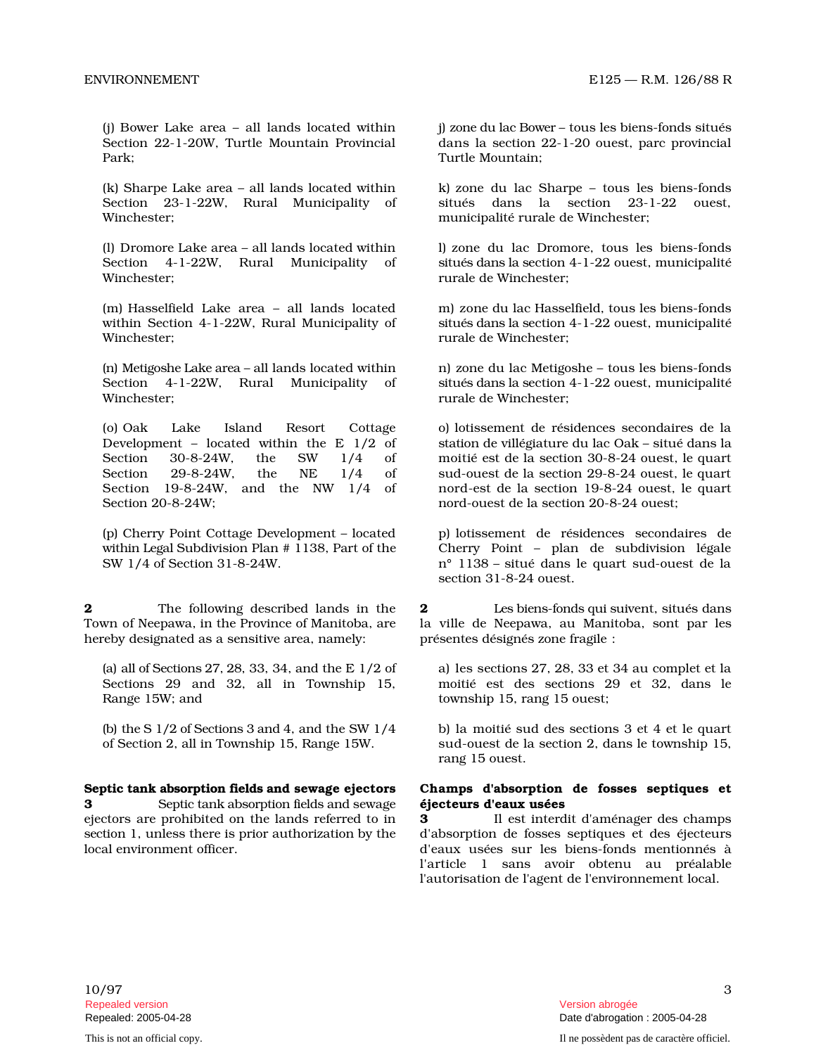(j) Bower Lake area – all lands located within Section 22-1-20W, Turtle Mountain Provincial Park;

(k) Sharpe Lake area – all lands located within Section 23-1-22W, Rural Municipality of Winchester;

(l) Dromore Lake area – all lands located within Section 4-1-22W, Rural Municipality of Winchester;

(m) Hasselfield Lake area – all lands located within Section 4-1-22W, Rural Municipality of Winchester;

(n) Metigoshe Lake area – all lands located within Section 4-1-22W, Rural Municipality of Winchester;

(o) Oak Lake Island Resort Cottage Development – located within the E 1/2 of Section 30-8-24W, the SW 1/4 of Section 29-8-24W, the NE 1/4 of Section 19-8-24W, and the NW 1/4 of Section 20-8-24W;

(p) Cherry Point Cottage Development – located within Legal Subdivision Plan # 1138, Part of the SW 1/4 of Section 31-8-24W.

j) zone du lac Bower – tous les biens-fonds situés dans la section 22-1-20 ouest, parc provincial Turtle Mountain;

k) zone du lac Sharpe – tous les biens-fonds situés dans la section 23-1-22 ouest, municipalité rurale de Winchester;

l) zone du lac Dromore, tous les biens-fonds situés dans la section 4-1-22 ouest, municipalité rurale de Winchester;

m) zone du lac Hasselfield, tous les biens-fonds situés dans la section 4-1-22 ouest, municipalité rurale de Winchester;

n) zone du lac Metigoshe – tous les biens-fonds situés dans la section 4-1-22 ouest, municipalité rurale de Winchester;

o) lotissement de résidences secondaires de la station de villégiature du lac Oak – situé dans la moitié est de la section 30-8-24 ouest, le quart sud-ouest de la section 29-8-24 ouest, le quart nord-est de la section 19-8-24 ouest, le quart nord-ouest de la section 20-8-24 ouest;

p) lotissement de résidences secondaires de Cherry Point – plan de subdivision légale n° 1138 – situé dans le quart sud-ouest de la section 31-8-24 ouest.

**2** The following described lands in the Town of Neepawa, in the Province of Manitoba, are hereby designated as a sensitive area, namely:

(a) all of Sections 27, 28, 33, 34, and the E 1/2 of Sections 29 and 32, all in Township 15, Range 15W; and

(b) the S 1/2 of Sections 3 and 4, and the SW 1/4 of Section 2, all in Township 15, Range 15W.

**2** Les biens-fonds qui suivent, situés dans la ville de Neepawa, au Manitoba, sont par les présentes désignés zone fragile :

a) les sections 27, 28, 33 et 34 au complet et la moitié est des sections 29 et 32, dans le township 15, rang 15 ouest;

b) la moitié sud des sections 3 et 4 et le quart sud-ouest de la section 2, dans le township 15, rang 15 ouest.

**Septic tank absorption fields and sewage ejectors**

**3** Septic tank absorption fields and sewage ejectors are prohibited on the lands referred to in section 1, unless there is prior authorization by the local environment officer.

**Champs d'absorption de fosses septiques et éjecteurs d'eaux usées**

**3** Il est interdit d'aménager des champs d'absorption de fosses septiques et des éjecteurs d'eaux usées sur les biens-fonds mentionnés à l'article 1 sans avoir obtenu au préalable l'autorisation de l'agent de l'environnement local.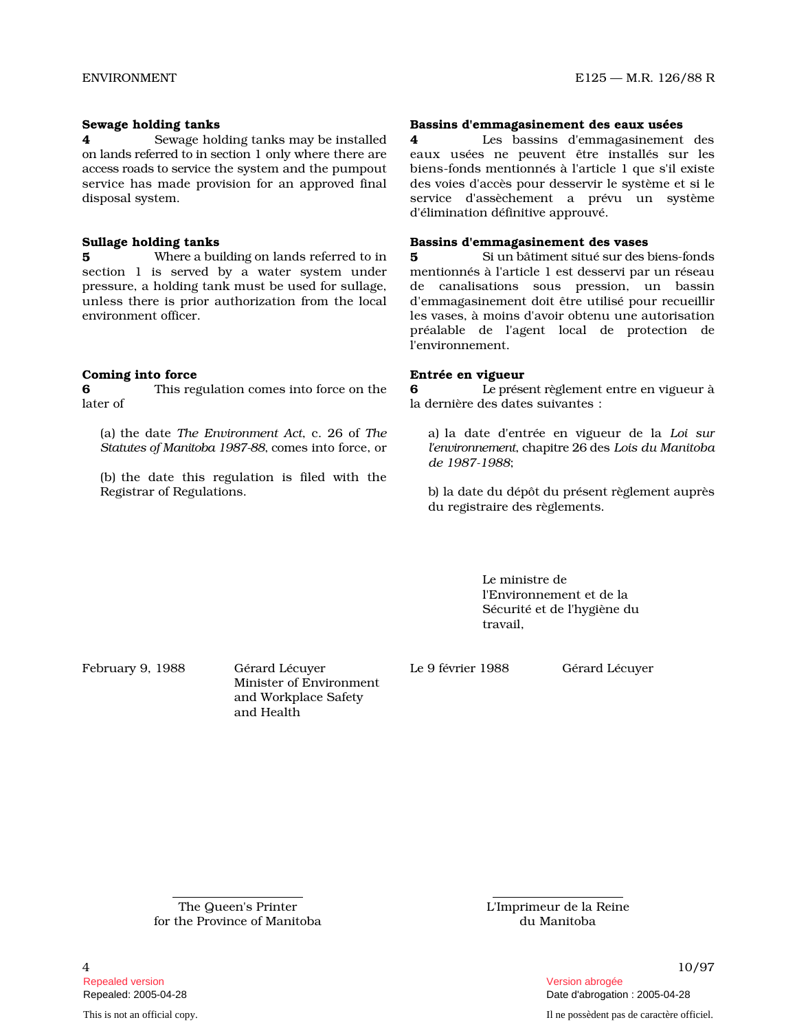**Sewage holding tanks**

**4** Sewage holding tanks may be installed on lands referred to in section 1 only where there are access roads to service the system and the pumpout service has made provision for an approved final disposal system.

**Sullage holding tanks**

**5** Where a building on lands referred to in section 1 is served by a water system under pressure, a holding tank must be used for sullage, unless there is prior authorization from the local environment officer.

**Coming into force**

**6** This regulation comes into force on the later of

(a) the date *The Environment Act*, c. 26 of *The Statutes of Manitoba 1987-88*, comes into force, or

(b) the date this regulation is filed with the Registrar of Regulations.

February 9, 1988

Gérard Lécuyer
Minister of Environment and Workplace Safety and Health

**Bassins d'emmagasinement des eaux usées**

**4** Les bassins d'emmagasinement des eaux usées ne peuvent être installés sur les biens-fonds mentionnés à l'article 1 que s'il existe des voies d'accès pour desservir le système et si le service d'assèchement a prévu un système d'élimination définitive approuvé.

**Bassins d'emmagasinement des vases**

**5** Si un bâtiment situé sur des biens-fonds mentionnés à l'article 1 est desservi par un réseau de canalisations sous pression, un bassin d'emmagasinement doit être utilisé pour recueillir les vases, à moins d'avoir obtenu une autorisation préalable de l'agent local de protection de l'environnement.

**Entrée en vigueur**

**6** Le présent règlement entre en vigueur à la dernière des dates suivantes :

a) la date d'entrée en vigueur de la *Loi sur l'environnement*, chapitre 26 des *Lois du Manitoba de 1987-1988*;

b) la date du dépôt du présent règlement auprès du registraire des règlements.

Le ministre de l'Environnement et de la Sécurité et de l'hygiène du travail,

Le 9 février 1988

Gérard Lécuyer

The Queen's Printer
for the Province of Manitoba

L'Imprimeur de la Reine
du Manitoba

Repealed version
Repealed: 2005-04-28

Version abrogée
Date d'abrogation : 2005-04-28

This is not an official copy.

Il ne possèdent pas de caractère officiel.